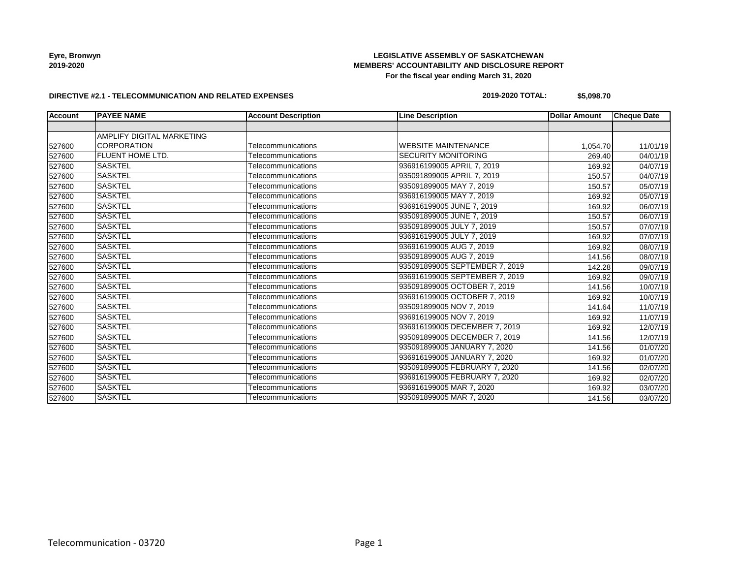**Eyre, Bronwyn**
**2019-2020**

**LEGISLATIVE ASSEMBLY OF SASKATCHEWAN**
**MEMBERS' ACCOUNTABILITY AND DISCLOSURE REPORT**
**For the fiscal year ending March 31, 2020**

**DIRECTIVE #2.1 - TELECOMMUNICATION AND RELATED EXPENSES**

**2019-2020 TOTAL: $5,098.70**

| Account | PAYEE NAME | Account Description | Line Description | Dollar Amount | Cheque Date |
|---|---|---|---|---|---|
| | | | | | |
| 527600 | AMPLIFY DIGITAL MARKETING CORPORATION | Telecommunications | WEBSITE MAINTENANCE | 1,054.70 | 11/01/19 |
| 527600 | FLUENT HOME LTD. | Telecommunications | SECURITY MONITORING | 269.40 | 04/01/19 |
| 527600 | SASKTEL | Telecommunications | 936916199005 APRIL 7, 2019 | 169.92 | 04/07/19 |
| 527600 | SASKTEL | Telecommunications | 935091899005 APRIL 7, 2019 | 150.57 | 04/07/19 |
| 527600 | SASKTEL | Telecommunications | 935091899005 MAY 7, 2019 | 150.57 | 05/07/19 |
| 527600 | SASKTEL | Telecommunications | 936916199005 MAY 7, 2019 | 169.92 | 05/07/19 |
| 527600 | SASKTEL | Telecommunications | 936916199005 JUNE 7, 2019 | 169.92 | 06/07/19 |
| 527600 | SASKTEL | Telecommunications | 935091899005 JUNE 7, 2019 | 150.57 | 06/07/19 |
| 527600 | SASKTEL | Telecommunications | 935091899005 JULY 7, 2019 | 150.57 | 07/07/19 |
| 527600 | SASKTEL | Telecommunications | 936916199005 JULY 7, 2019 | 169.92 | 07/07/19 |
| 527600 | SASKTEL | Telecommunications | 936916199005 AUG 7, 2019 | 169.92 | 08/07/19 |
| 527600 | SASKTEL | Telecommunications | 935091899005 AUG 7, 2019 | 141.56 | 08/07/19 |
| 527600 | SASKTEL | Telecommunications | 935091899005 SEPTEMBER 7, 2019 | 142.28 | 09/07/19 |
| 527600 | SASKTEL | Telecommunications | 936916199005 SEPTEMBER 7, 2019 | 169.92 | 09/07/19 |
| 527600 | SASKTEL | Telecommunications | 935091899005 OCTOBER 7, 2019 | 141.56 | 10/07/19 |
| 527600 | SASKTEL | Telecommunications | 936916199005 OCTOBER 7, 2019 | 169.92 | 10/07/19 |
| 527600 | SASKTEL | Telecommunications | 935091899005 NOV 7, 2019 | 141.64 | 11/07/19 |
| 527600 | SASKTEL | Telecommunications | 936916199005 NOV 7, 2019 | 169.92 | 11/07/19 |
| 527600 | SASKTEL | Telecommunications | 936916199005 DECEMBER 7, 2019 | 169.92 | 12/07/19 |
| 527600 | SASKTEL | Telecommunications | 935091899005 DECEMBER 7, 2019 | 141.56 | 12/07/19 |
| 527600 | SASKTEL | Telecommunications | 935091899005 JANUARY 7, 2020 | 141.56 | 01/07/20 |
| 527600 | SASKTEL | Telecommunications | 936916199005 JANUARY 7, 2020 | 169.92 | 01/07/20 |
| 527600 | SASKTEL | Telecommunications | 935091899005 FEBRUARY 7, 2020 | 141.56 | 02/07/20 |
| 527600 | SASKTEL | Telecommunications | 936916199005 FEBRUARY 7, 2020 | 169.92 | 02/07/20 |
| 527600 | SASKTEL | Telecommunications | 936916199005 MAR 7, 2020 | 169.92 | 03/07/20 |
| 527600 | SASKTEL | Telecommunications | 935091899005 MAR 7, 2020 | 141.56 | 03/07/20 |

Telecommunication - 03720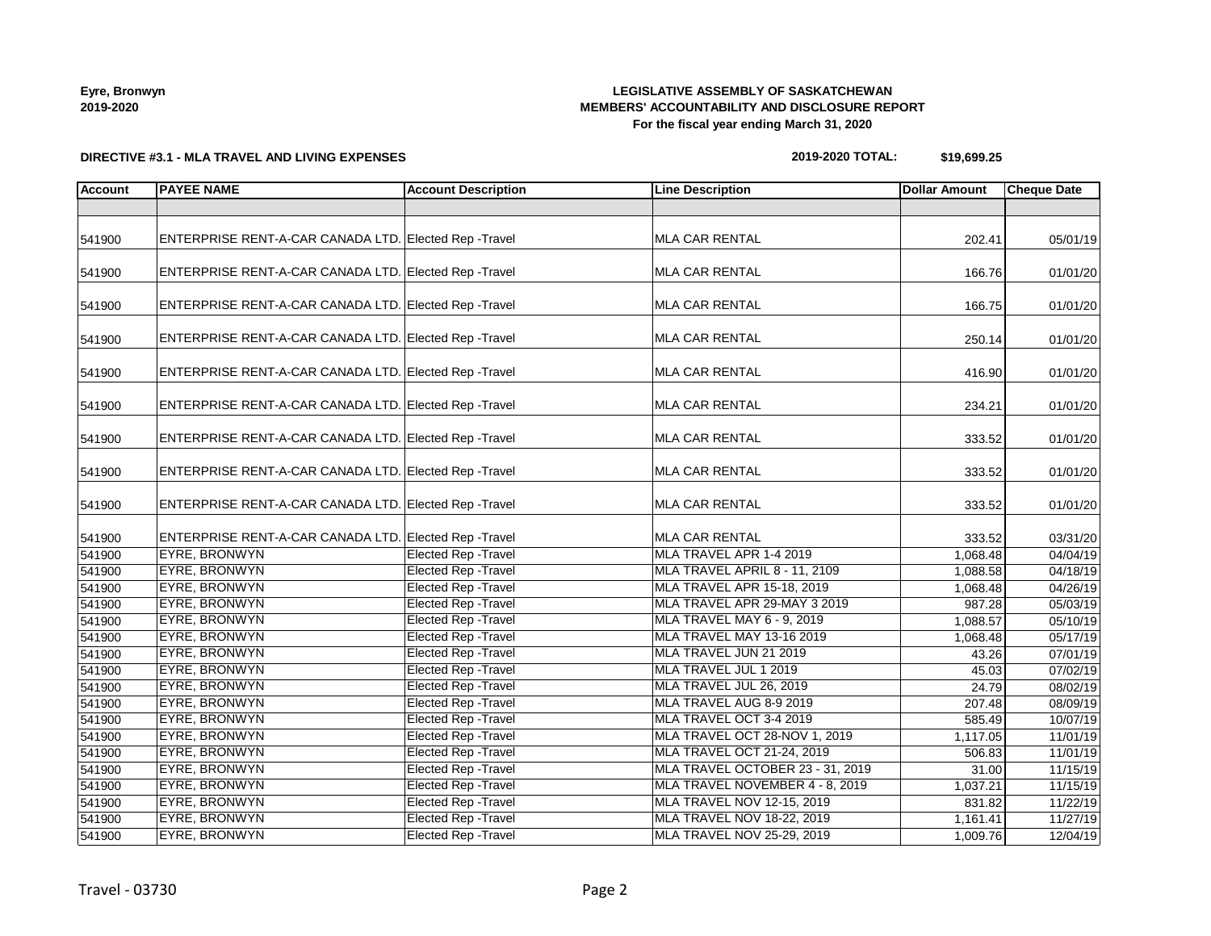**LEGISLATIVE ASSEMBLY OF SASKATCHEWAN**
**MEMBERS' ACCOUNTABILITY AND DISCLOSURE REPORT**
**For the fiscal year ending March 31, 2020**

**Eyre, Bronwyn**
**2019-2020**

**DIRECTIVE #3.1 - MLA TRAVEL AND LIVING EXPENSES**

**2019-2020 TOTAL: $19,699.25**

| Account | PAYEE NAME | Account Description | Line Description | Dollar Amount | Cheque Date |
|---|---|---|---|---|---|
| | | | | | |
| 541900 | ENTERPRISE RENT-A-CAR CANADA LTD. | Elected Rep -Travel | MLA CAR RENTAL | 202.41 | 05/01/19 |
| 541900 | ENTERPRISE RENT-A-CAR CANADA LTD. | Elected Rep -Travel | MLA CAR RENTAL | 166.76 | 01/01/20 |
| 541900 | ENTERPRISE RENT-A-CAR CANADA LTD. | Elected Rep -Travel | MLA CAR RENTAL | 166.75 | 01/01/20 |
| 541900 | ENTERPRISE RENT-A-CAR CANADA LTD. | Elected Rep -Travel | MLA CAR RENTAL | 250.14 | 01/01/20 |
| 541900 | ENTERPRISE RENT-A-CAR CANADA LTD. | Elected Rep -Travel | MLA CAR RENTAL | 416.90 | 01/01/20 |
| 541900 | ENTERPRISE RENT-A-CAR CANADA LTD. | Elected Rep -Travel | MLA CAR RENTAL | 234.21 | 01/01/20 |
| 541900 | ENTERPRISE RENT-A-CAR CANADA LTD. | Elected Rep -Travel | MLA CAR RENTAL | 333.52 | 01/01/20 |
| 541900 | ENTERPRISE RENT-A-CAR CANADA LTD. | Elected Rep -Travel | MLA CAR RENTAL | 333.52 | 01/01/20 |
| 541900 | ENTERPRISE RENT-A-CAR CANADA LTD. | Elected Rep -Travel | MLA CAR RENTAL | 333.52 | 01/01/20 |
| 541900 | ENTERPRISE RENT-A-CAR CANADA LTD. | Elected Rep -Travel | MLA CAR RENTAL | 333.52 | 03/31/20 |
| 541900 | EYRE, BRONWYN | Elected Rep -Travel | MLA TRAVEL APR 1-4 2019 | 1,068.48 | 04/04/19 |
| 541900 | EYRE, BRONWYN | Elected Rep -Travel | MLA TRAVEL APRIL 8 - 11, 2109 | 1,088.58 | 04/18/19 |
| 541900 | EYRE, BRONWYN | Elected Rep -Travel | MLA TRAVEL APR 15-18, 2019 | 1,068.48 | 04/26/19 |
| 541900 | EYRE, BRONWYN | Elected Rep -Travel | MLA TRAVEL APR 29-MAY 3 2019 | 987.28 | 05/03/19 |
| 541900 | EYRE, BRONWYN | Elected Rep -Travel | MLA TRAVEL MAY 6 - 9, 2019 | 1,088.57 | 05/10/19 |
| 541900 | EYRE, BRONWYN | Elected Rep -Travel | MLA TRAVEL MAY 13-16 2019 | 1,068.48 | 05/17/19 |
| 541900 | EYRE, BRONWYN | Elected Rep -Travel | MLA TRAVEL JUN 21 2019 | 43.26 | 07/01/19 |
| 541900 | EYRE, BRONWYN | Elected Rep -Travel | MLA TRAVEL JUL 1 2019 | 45.03 | 07/02/19 |
| 541900 | EYRE, BRONWYN | Elected Rep -Travel | MLA TRAVEL JUL 26, 2019 | 24.79 | 08/02/19 |
| 541900 | EYRE, BRONWYN | Elected Rep -Travel | MLA TRAVEL AUG 8-9 2019 | 207.48 | 08/09/19 |
| 541900 | EYRE, BRONWYN | Elected Rep -Travel | MLA TRAVEL OCT 3-4 2019 | 585.49 | 10/07/19 |
| 541900 | EYRE, BRONWYN | Elected Rep -Travel | MLA TRAVEL OCT 28-NOV 1, 2019 | 1,117.05 | 11/01/19 |
| 541900 | EYRE, BRONWYN | Elected Rep -Travel | MLA TRAVEL OCT 21-24, 2019 | 506.83 | 11/01/19 |
| 541900 | EYRE, BRONWYN | Elected Rep -Travel | MLA TRAVEL OCTOBER 23 - 31, 2019 | 31.00 | 11/15/19 |
| 541900 | EYRE, BRONWYN | Elected Rep -Travel | MLA TRAVEL NOVEMBER 4 - 8, 2019 | 1,037.21 | 11/15/19 |
| 541900 | EYRE, BRONWYN | Elected Rep -Travel | MLA TRAVEL NOV 12-15, 2019 | 831.82 | 11/22/19 |
| 541900 | EYRE, BRONWYN | Elected Rep -Travel | MLA TRAVEL NOV 18-22, 2019 | 1,161.41 | 11/27/19 |
| 541900 | EYRE, BRONWYN | Elected Rep -Travel | MLA TRAVEL NOV 25-29, 2019 | 1,009.76 | 12/04/19 |

Travel - 03730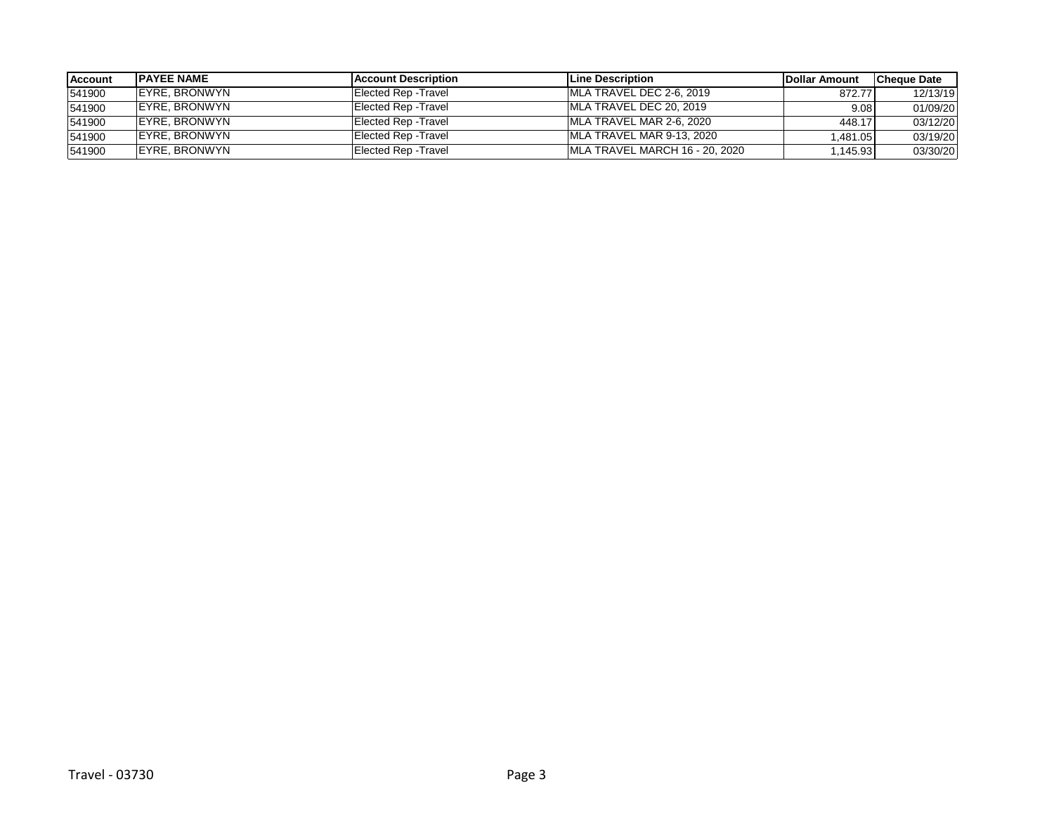| Account | PAYEE NAME | Account Description | Line Description | Dollar Amount | Cheque Date |
|---|---|---|---|---|---|
| 541900 | EYRE, BRONWYN | Elected Rep -Travel | MLA TRAVEL DEC 2-6, 2019 | 872.77 | 12/13/19 |
| 541900 | EYRE, BRONWYN | Elected Rep -Travel | MLA TRAVEL DEC 20, 2019 | 9.08 | 01/09/20 |
| 541900 | EYRE, BRONWYN | Elected Rep -Travel | MLA TRAVEL MAR 2-6, 2020 | 448.17 | 03/12/20 |
| 541900 | EYRE, BRONWYN | Elected Rep -Travel | MLA TRAVEL MAR 9-13, 2020 | 1,481.05 | 03/19/20 |
| 541900 | EYRE, BRONWYN | Elected Rep -Travel | MLA TRAVEL MARCH 16 - 20, 2020 | 1,145.93 | 03/30/20 |

Travel - 03730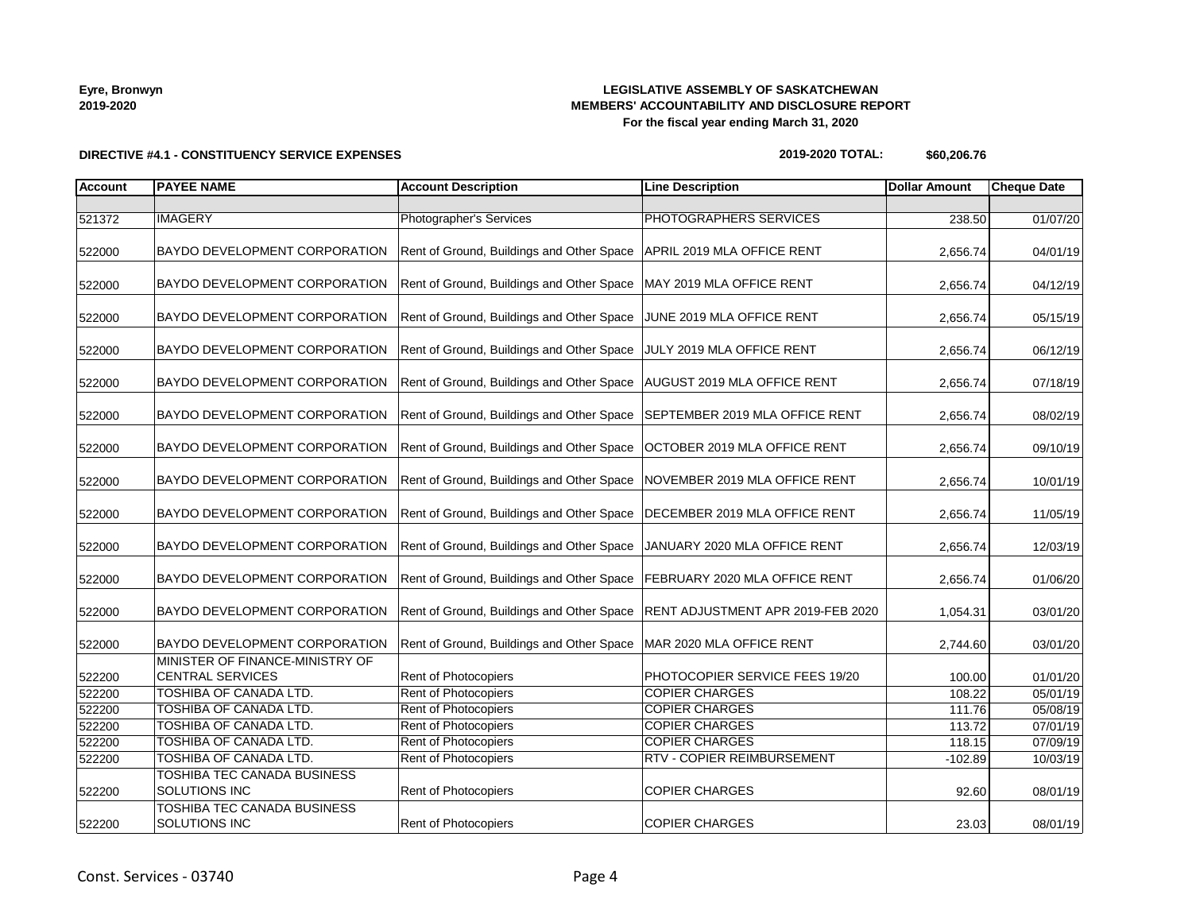**Eyre, Bronwyn**
**2019-2020**

**LEGISLATIVE ASSEMBLY OF SASKATCHEWAN**
**MEMBERS' ACCOUNTABILITY AND DISCLOSURE REPORT**
**For the fiscal year ending March 31, 2020**

**DIRECTIVE #4.1 - CONSTITUENCY SERVICE EXPENSES**

**2019-2020 TOTAL: $60,206.76**

| Account | PAYEE NAME | Account Description | Line Description | Dollar Amount | Cheque Date |
|---|---|---|---|---|---|
| | | | | | |
| 521372 | IMAGERY | Photographer's Services | PHOTOGRAPHERS SERVICES | 238.50 | 01/07/20 |
| 522000 | BAYDO DEVELOPMENT CORPORATION | Rent of Ground, Buildings and Other Space | APRIL 2019 MLA OFFICE RENT | 2,656.74 | 04/01/19 |
| 522000 | BAYDO DEVELOPMENT CORPORATION | Rent of Ground, Buildings and Other Space | MAY 2019 MLA OFFICE RENT | 2,656.74 | 04/12/19 |
| 522000 | BAYDO DEVELOPMENT CORPORATION | Rent of Ground, Buildings and Other Space | JUNE 2019 MLA OFFICE RENT | 2,656.74 | 05/15/19 |
| 522000 | BAYDO DEVELOPMENT CORPORATION | Rent of Ground, Buildings and Other Space | JULY 2019 MLA OFFICE RENT | 2,656.74 | 06/12/19 |
| 522000 | BAYDO DEVELOPMENT CORPORATION | Rent of Ground, Buildings and Other Space | AUGUST 2019 MLA OFFICE RENT | 2,656.74 | 07/18/19 |
| 522000 | BAYDO DEVELOPMENT CORPORATION | Rent of Ground, Buildings and Other Space | SEPTEMBER 2019 MLA OFFICE RENT | 2,656.74 | 08/02/19 |
| 522000 | BAYDO DEVELOPMENT CORPORATION | Rent of Ground, Buildings and Other Space | OCTOBER 2019 MLA OFFICE RENT | 2,656.74 | 09/10/19 |
| 522000 | BAYDO DEVELOPMENT CORPORATION | Rent of Ground, Buildings and Other Space | NOVEMBER 2019 MLA OFFICE RENT | 2,656.74 | 10/01/19 |
| 522000 | BAYDO DEVELOPMENT CORPORATION | Rent of Ground, Buildings and Other Space | DECEMBER 2019 MLA OFFICE RENT | 2,656.74 | 11/05/19 |
| 522000 | BAYDO DEVELOPMENT CORPORATION | Rent of Ground, Buildings and Other Space | JANUARY 2020 MLA OFFICE RENT | 2,656.74 | 12/03/19 |
| 522000 | BAYDO DEVELOPMENT CORPORATION | Rent of Ground, Buildings and Other Space | FEBRUARY 2020 MLA OFFICE RENT | 2,656.74 | 01/06/20 |
| 522000 | BAYDO DEVELOPMENT CORPORATION | Rent of Ground, Buildings and Other Space | RENT ADJUSTMENT APR 2019-FEB 2020 | 1,054.31 | 03/01/20 |
| 522000 | BAYDO DEVELOPMENT CORPORATION | Rent of Ground, Buildings and Other Space | MAR 2020 MLA OFFICE RENT | 2,744.60 | 03/01/20 |
| 522200 | MINISTER OF FINANCE-MINISTRY OF CENTRAL SERVICES | Rent of Photocopiers | PHOTOCOPIER SERVICE FEES 19/20 | 100.00 | 01/01/20 |
| 522200 | TOSHIBA OF CANADA LTD. | Rent of Photocopiers | COPIER CHARGES | 108.22 | 05/01/19 |
| 522200 | TOSHIBA OF CANADA LTD. | Rent of Photocopiers | COPIER CHARGES | 111.76 | 05/08/19 |
| 522200 | TOSHIBA OF CANADA LTD. | Rent of Photocopiers | COPIER CHARGES | 113.72 | 07/01/19 |
| 522200 | TOSHIBA OF CANADA LTD. | Rent of Photocopiers | COPIER CHARGES | 118.15 | 07/09/19 |
| 522200 | TOSHIBA OF CANADA LTD. | Rent of Photocopiers | RTV - COPIER REIMBURSEMENT | -102.89 | 10/03/19 |
| 522200 | TOSHIBA TEC CANADA BUSINESS SOLUTIONS INC | Rent of Photocopiers | COPIER CHARGES | 92.60 | 08/01/19 |
| 522200 | TOSHIBA TEC CANADA BUSINESS SOLUTIONS INC | Rent of Photocopiers | COPIER CHARGES | 23.03 | 08/01/19 |

Const. Services - 03740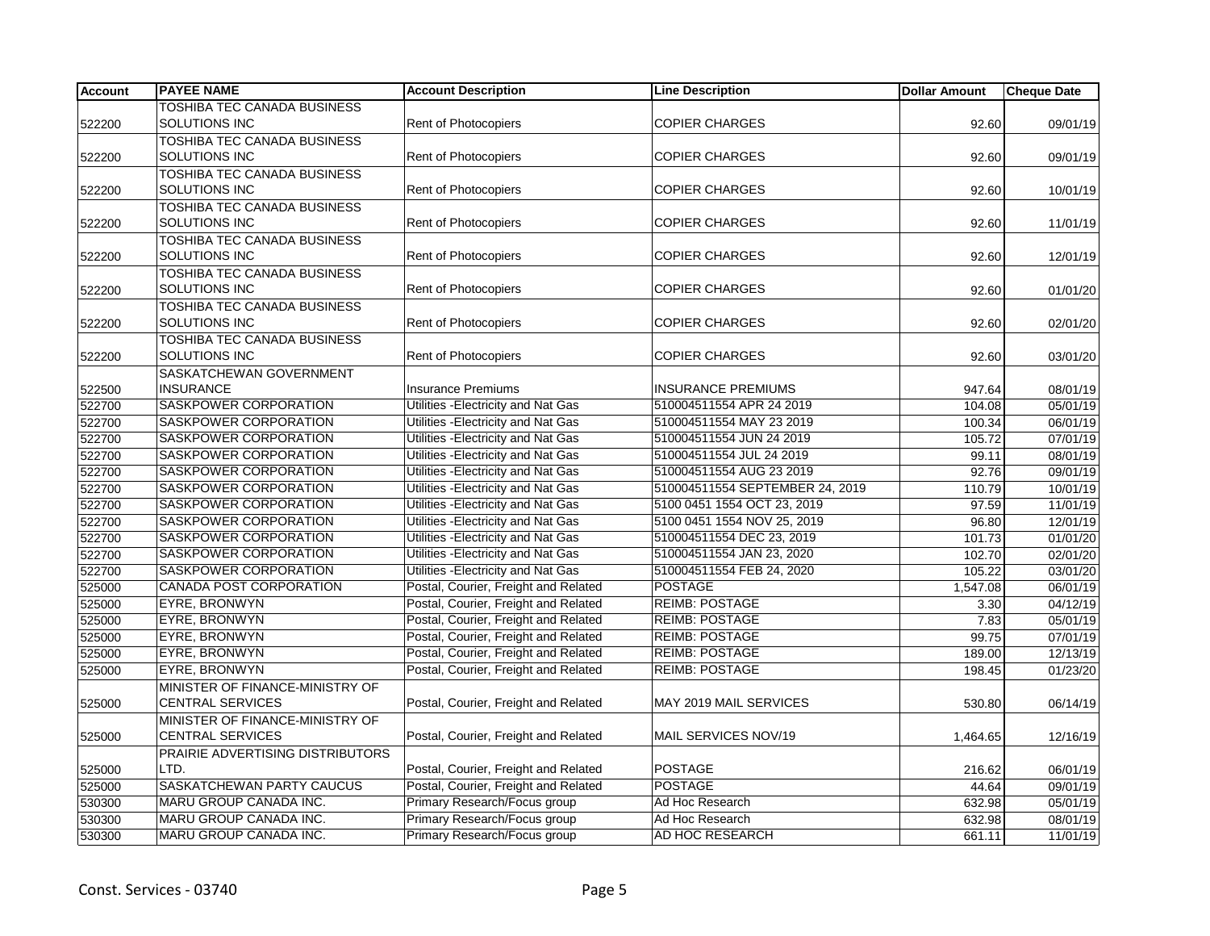| Account | PAYEE NAME | Account Description | Line Description | Dollar Amount | Cheque Date |
|---|---|---|---|---|---|
| 522200 | TOSHIBA TEC CANADA BUSINESS SOLUTIONS INC | Rent of Photocopiers | COPIER CHARGES | 92.60 | 09/01/19 |
| 522200 | TOSHIBA TEC CANADA BUSINESS SOLUTIONS INC | Rent of Photocopiers | COPIER CHARGES | 92.60 | 09/01/19 |
| 522200 | TOSHIBA TEC CANADA BUSINESS SOLUTIONS INC | Rent of Photocopiers | COPIER CHARGES | 92.60 | 10/01/19 |
| 522200 | TOSHIBA TEC CANADA BUSINESS SOLUTIONS INC | Rent of Photocopiers | COPIER CHARGES | 92.60 | 11/01/19 |
| 522200 | TOSHIBA TEC CANADA BUSINESS SOLUTIONS INC | Rent of Photocopiers | COPIER CHARGES | 92.60 | 12/01/19 |
| 522200 | TOSHIBA TEC CANADA BUSINESS SOLUTIONS INC | Rent of Photocopiers | COPIER CHARGES | 92.60 | 01/01/20 |
| 522200 | TOSHIBA TEC CANADA BUSINESS SOLUTIONS INC | Rent of Photocopiers | COPIER CHARGES | 92.60 | 02/01/20 |
| 522200 | TOSHIBA TEC CANADA BUSINESS SOLUTIONS INC | Rent of Photocopiers | COPIER CHARGES | 92.60 | 03/01/20 |
| 522500 | SASKATCHEWAN GOVERNMENT INSURANCE | Insurance Premiums | INSURANCE PREMIUMS | 947.64 | 08/01/19 |
| 522700 | SASKPOWER CORPORATION | Utilities -Electricity and Nat Gas | 510004511554 APR 24 2019 | 104.08 | 05/01/19 |
| 522700 | SASKPOWER CORPORATION | Utilities -Electricity and Nat Gas | 510004511554 MAY 23 2019 | 100.34 | 06/01/19 |
| 522700 | SASKPOWER CORPORATION | Utilities -Electricity and Nat Gas | 510004511554 JUN 24 2019 | 105.72 | 07/01/19 |
| 522700 | SASKPOWER CORPORATION | Utilities -Electricity and Nat Gas | 510004511554 JUL 24 2019 | 99.11 | 08/01/19 |
| 522700 | SASKPOWER CORPORATION | Utilities -Electricity and Nat Gas | 510004511554 AUG 23 2019 | 92.76 | 09/01/19 |
| 522700 | SASKPOWER CORPORATION | Utilities -Electricity and Nat Gas | 510004511554 SEPTEMBER 24, 2019 | 110.79 | 10/01/19 |
| 522700 | SASKPOWER CORPORATION | Utilities -Electricity and Nat Gas | 5100 0451 1554 OCT 23, 2019 | 97.59 | 11/01/19 |
| 522700 | SASKPOWER CORPORATION | Utilities -Electricity and Nat Gas | 5100 0451 1554 NOV 25, 2019 | 96.80 | 12/01/19 |
| 522700 | SASKPOWER CORPORATION | Utilities -Electricity and Nat Gas | 510004511554 DEC 23, 2019 | 101.73 | 01/01/20 |
| 522700 | SASKPOWER CORPORATION | Utilities -Electricity and Nat Gas | 510004511554 JAN 23, 2020 | 102.70 | 02/01/20 |
| 522700 | SASKPOWER CORPORATION | Utilities -Electricity and Nat Gas | 510004511554 FEB 24, 2020 | 105.22 | 03/01/20 |
| 525000 | CANADA POST CORPORATION | Postal, Courier, Freight and Related | POSTAGE | 1,547.08 | 06/01/19 |
| 525000 | EYRE, BRONWYN | Postal, Courier, Freight and Related | REIMB: POSTAGE | 3.30 | 04/12/19 |
| 525000 | EYRE, BRONWYN | Postal, Courier, Freight and Related | REIMB: POSTAGE | 7.83 | 05/01/19 |
| 525000 | EYRE, BRONWYN | Postal, Courier, Freight and Related | REIMB: POSTAGE | 99.75 | 07/01/19 |
| 525000 | EYRE, BRONWYN | Postal, Courier, Freight and Related | REIMB: POSTAGE | 189.00 | 12/13/19 |
| 525000 | EYRE, BRONWYN | Postal, Courier, Freight and Related | REIMB: POSTAGE | 198.45 | 01/23/20 |
| 525000 | MINISTER OF FINANCE-MINISTRY OF CENTRAL SERVICES | Postal, Courier, Freight and Related | MAY 2019 MAIL SERVICES | 530.80 | 06/14/19 |
| 525000 | MINISTER OF FINANCE-MINISTRY OF CENTRAL SERVICES | Postal, Courier, Freight and Related | MAIL SERVICES NOV/19 | 1,464.65 | 12/16/19 |
| 525000 | PRAIRIE ADVERTISING DISTRIBUTORS LTD. | Postal, Courier, Freight and Related | POSTAGE | 216.62 | 06/01/19 |
| 525000 | SASKATCHEWAN PARTY CAUCUS | Postal, Courier, Freight and Related | POSTAGE | 44.64 | 09/01/19 |
| 530300 | MARU GROUP CANADA INC. | Primary Research/Focus group | Ad Hoc Research | 632.98 | 05/01/19 |
| 530300 | MARU GROUP CANADA INC. | Primary Research/Focus group | Ad Hoc Research | 632.98 | 08/01/19 |
| 530300 | MARU GROUP CANADA INC. | Primary Research/Focus group | AD HOC RESEARCH | 661.11 | 11/01/19 |

Const. Services - 03740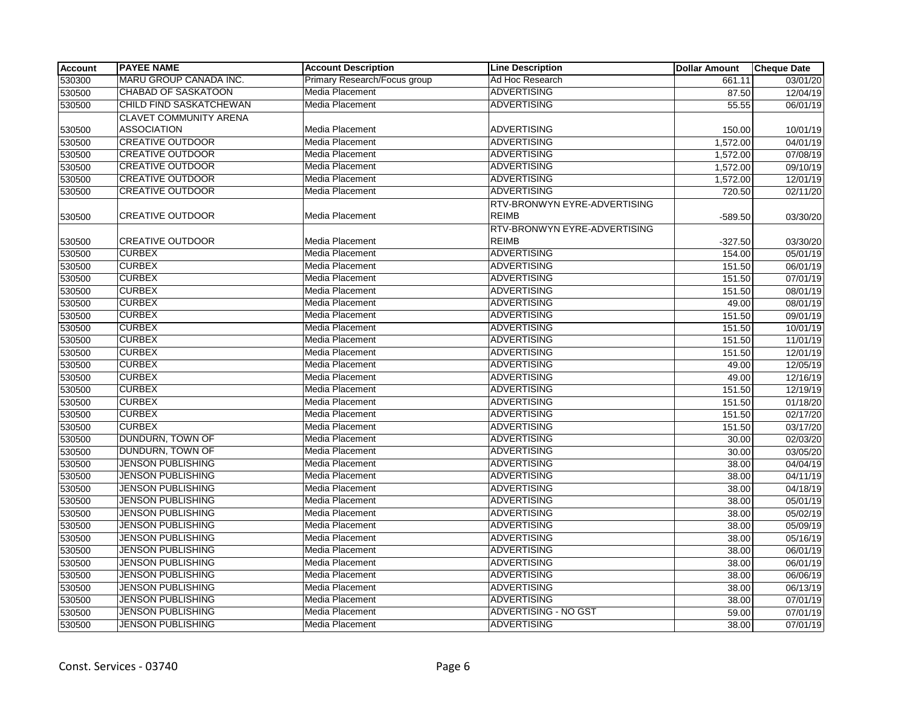| Account | PAYEE NAME | Account Description | Line Description | Dollar Amount | Cheque Date |
|---|---|---|---|---|---|
| 530300 | MARU GROUP CANADA INC. | Primary Research/Focus group | Ad Hoc Research | 661.11 | 03/01/20 |
| 530500 | CHABAD OF SASKATOON | Media Placement | ADVERTISING | 87.50 | 12/04/19 |
| 530500 | CHILD FIND SASKATCHEWAN | Media Placement | ADVERTISING | 55.55 | 06/01/19 |
| 530500 | CLAVET COMMUNITY ARENA ASSOCIATION | Media Placement | ADVERTISING | 150.00 | 10/01/19 |
| 530500 | CREATIVE OUTDOOR | Media Placement | ADVERTISING | 1,572.00 | 04/01/19 |
| 530500 | CREATIVE OUTDOOR | Media Placement | ADVERTISING | 1,572.00 | 07/08/19 |
| 530500 | CREATIVE OUTDOOR | Media Placement | ADVERTISING | 1,572.00 | 09/10/19 |
| 530500 | CREATIVE OUTDOOR | Media Placement | ADVERTISING | 1,572.00 | 12/01/19 |
| 530500 | CREATIVE OUTDOOR | Media Placement | ADVERTISING | 720.50 | 02/11/20 |
| 530500 | CREATIVE OUTDOOR | Media Placement | RTV-BRONWYN EYRE-ADVERTISING REIMB | -589.50 | 03/30/20 |
| 530500 | CREATIVE OUTDOOR | Media Placement | RTV-BRONWYN EYRE-ADVERTISING REIMB | -327.50 | 03/30/20 |
| 530500 | CURBEX | Media Placement | ADVERTISING | 154.00 | 05/01/19 |
| 530500 | CURBEX | Media Placement | ADVERTISING | 151.50 | 06/01/19 |
| 530500 | CURBEX | Media Placement | ADVERTISING | 151.50 | 07/01/19 |
| 530500 | CURBEX | Media Placement | ADVERTISING | 151.50 | 08/01/19 |
| 530500 | CURBEX | Media Placement | ADVERTISING | 49.00 | 08/01/19 |
| 530500 | CURBEX | Media Placement | ADVERTISING | 151.50 | 09/01/19 |
| 530500 | CURBEX | Media Placement | ADVERTISING | 151.50 | 10/01/19 |
| 530500 | CURBEX | Media Placement | ADVERTISING | 151.50 | 11/01/19 |
| 530500 | CURBEX | Media Placement | ADVERTISING | 151.50 | 12/01/19 |
| 530500 | CURBEX | Media Placement | ADVERTISING | 49.00 | 12/05/19 |
| 530500 | CURBEX | Media Placement | ADVERTISING | 49.00 | 12/16/19 |
| 530500 | CURBEX | Media Placement | ADVERTISING | 151.50 | 12/19/19 |
| 530500 | CURBEX | Media Placement | ADVERTISING | 151.50 | 01/18/20 |
| 530500 | CURBEX | Media Placement | ADVERTISING | 151.50 | 02/17/20 |
| 530500 | CURBEX | Media Placement | ADVERTISING | 151.50 | 03/17/20 |
| 530500 | DUNDURN, TOWN OF | Media Placement | ADVERTISING | 30.00 | 02/03/20 |
| 530500 | DUNDURN, TOWN OF | Media Placement | ADVERTISING | 30.00 | 03/05/20 |
| 530500 | JENSON PUBLISHING | Media Placement | ADVERTISING | 38.00 | 04/04/19 |
| 530500 | JENSON PUBLISHING | Media Placement | ADVERTISING | 38.00 | 04/11/19 |
| 530500 | JENSON PUBLISHING | Media Placement | ADVERTISING | 38.00 | 04/18/19 |
| 530500 | JENSON PUBLISHING | Media Placement | ADVERTISING | 38.00 | 05/01/19 |
| 530500 | JENSON PUBLISHING | Media Placement | ADVERTISING | 38.00 | 05/02/19 |
| 530500 | JENSON PUBLISHING | Media Placement | ADVERTISING | 38.00 | 05/09/19 |
| 530500 | JENSON PUBLISHING | Media Placement | ADVERTISING | 38.00 | 05/16/19 |
| 530500 | JENSON PUBLISHING | Media Placement | ADVERTISING | 38.00 | 06/01/19 |
| 530500 | JENSON PUBLISHING | Media Placement | ADVERTISING | 38.00 | 06/01/19 |
| 530500 | JENSON PUBLISHING | Media Placement | ADVERTISING | 38.00 | 06/06/19 |
| 530500 | JENSON PUBLISHING | Media Placement | ADVERTISING | 38.00 | 06/13/19 |
| 530500 | JENSON PUBLISHING | Media Placement | ADVERTISING | 38.00 | 07/01/19 |
| 530500 | JENSON PUBLISHING | Media Placement | ADVERTISING - NO GST | 59.00 | 07/01/19 |
| 530500 | JENSON PUBLISHING | Media Placement | ADVERTISING | 38.00 | 07/01/19 |

Const. Services - 03740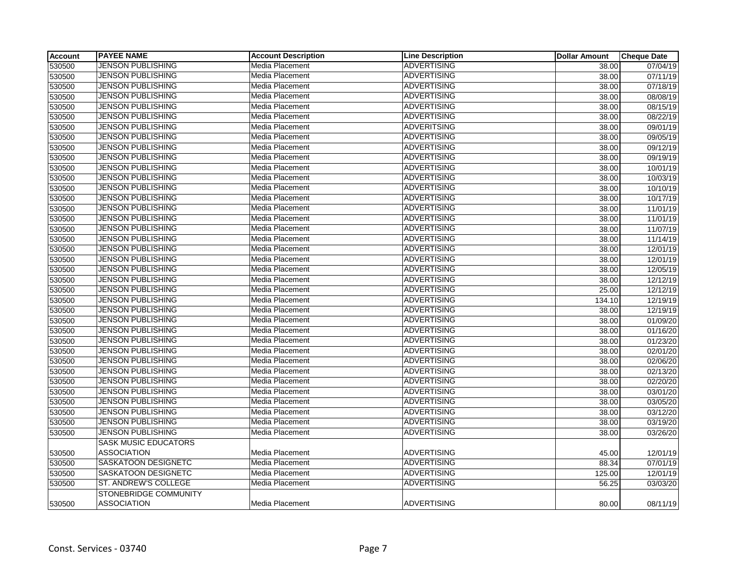| Account | PAYEE NAME | Account Description | Line Description | Dollar Amount | Cheque Date |
|---|---|---|---|---|---|
| 530500 | JENSON PUBLISHING | Media Placement | ADVERTISING | 38.00 | 07/04/19 |
| 530500 | JENSON PUBLISHING | Media Placement | ADVERTISING | 38.00 | 07/11/19 |
| 530500 | JENSON PUBLISHING | Media Placement | ADVERTISING | 38.00 | 07/18/19 |
| 530500 | JENSON PUBLISHING | Media Placement | ADVERTISING | 38.00 | 08/08/19 |
| 530500 | JENSON PUBLISHING | Media Placement | ADVERTISING | 38.00 | 08/15/19 |
| 530500 | JENSON PUBLISHING | Media Placement | ADVERTISING | 38.00 | 08/22/19 |
| 530500 | JENSON PUBLISHING | Media Placement | ADVERITSING | 38.00 | 09/01/19 |
| 530500 | JENSON PUBLISHING | Media Placement | ADVERTISING | 38.00 | 09/05/19 |
| 530500 | JENSON PUBLISHING | Media Placement | ADVERTISING | 38.00 | 09/12/19 |
| 530500 | JENSON PUBLISHING | Media Placement | ADVERTISING | 38.00 | 09/19/19 |
| 530500 | JENSON PUBLISHING | Media Placement | ADVERTISING | 38.00 | 10/01/19 |
| 530500 | JENSON PUBLISHING | Media Placement | ADVERTISING | 38.00 | 10/03/19 |
| 530500 | JENSON PUBLISHING | Media Placement | ADVERTISING | 38.00 | 10/10/19 |
| 530500 | JENSON PUBLISHING | Media Placement | ADVERTISING | 38.00 | 10/17/19 |
| 530500 | JENSON PUBLISHING | Media Placement | ADVERTISING | 38.00 | 11/01/19 |
| 530500 | JENSON PUBLISHING | Media Placement | ADVERTISING | 38.00 | 11/01/19 |
| 530500 | JENSON PUBLISHING | Media Placement | ADVERTISING | 38.00 | 11/07/19 |
| 530500 | JENSON PUBLISHING | Media Placement | ADVERTISING | 38.00 | 11/14/19 |
| 530500 | JENSON PUBLISHING | Media Placement | ADVERTISING | 38.00 | 12/01/19 |
| 530500 | JENSON PUBLISHING | Media Placement | ADVERTISING | 38.00 | 12/01/19 |
| 530500 | JENSON PUBLISHING | Media Placement | ADVERTISING | 38.00 | 12/05/19 |
| 530500 | JENSON PUBLISHING | Media Placement | ADVERTISING | 38.00 | 12/12/19 |
| 530500 | JENSON PUBLISHING | Media Placement | ADVERTISING | 25.00 | 12/12/19 |
| 530500 | JENSON PUBLISHING | Media Placement | ADVERTISING | 134.10 | 12/19/19 |
| 530500 | JENSON PUBLISHING | Media Placement | ADVERTISING | 38.00 | 12/19/19 |
| 530500 | JENSON PUBLISHING | Media Placement | ADVERTISING | 38.00 | 01/09/20 |
| 530500 | JENSON PUBLISHING | Media Placement | ADVERTISING | 38.00 | 01/16/20 |
| 530500 | JENSON PUBLISHING | Media Placement | ADVERTISING | 38.00 | 01/23/20 |
| 530500 | JENSON PUBLISHING | Media Placement | ADVERTISING | 38.00 | 02/01/20 |
| 530500 | JENSON PUBLISHING | Media Placement | ADVERTISING | 38.00 | 02/06/20 |
| 530500 | JENSON PUBLISHING | Media Placement | ADVERTISING | 38.00 | 02/13/20 |
| 530500 | JENSON PUBLISHING | Media Placement | ADVERTISING | 38.00 | 02/20/20 |
| 530500 | JENSON PUBLISHING | Media Placement | ADVERTISING | 38.00 | 03/01/20 |
| 530500 | JENSON PUBLISHING | Media Placement | ADVERTISING | 38.00 | 03/05/20 |
| 530500 | JENSON PUBLISHING | Media Placement | ADVERTISING | 38.00 | 03/12/20 |
| 530500 | JENSON PUBLISHING | Media Placement | ADVERTISING | 38.00 | 03/19/20 |
| 530500 | JENSON PUBLISHING | Media Placement | ADVERTISING | 38.00 | 03/26/20 |
| 530500 | SASK MUSIC EDUCATORS ASSOCIATION | Media Placement | ADVERTISING | 45.00 | 12/01/19 |
| 530500 | SASKATOON DESIGNETC | Media Placement | ADVERTISING | 88.34 | 07/01/19 |
| 530500 | SASKATOON DESIGNETC | Media Placement | ADVERTISING | 125.00 | 12/01/19 |
| 530500 | ST. ANDREW'S COLLEGE | Media Placement | ADVERTISING | 56.25 | 03/03/20 |
| 530500 | STONEBRIDGE COMMUNITY ASSOCIATION | Media Placement | ADVERTISING | 80.00 | 08/11/19 |

Const. Services - 03740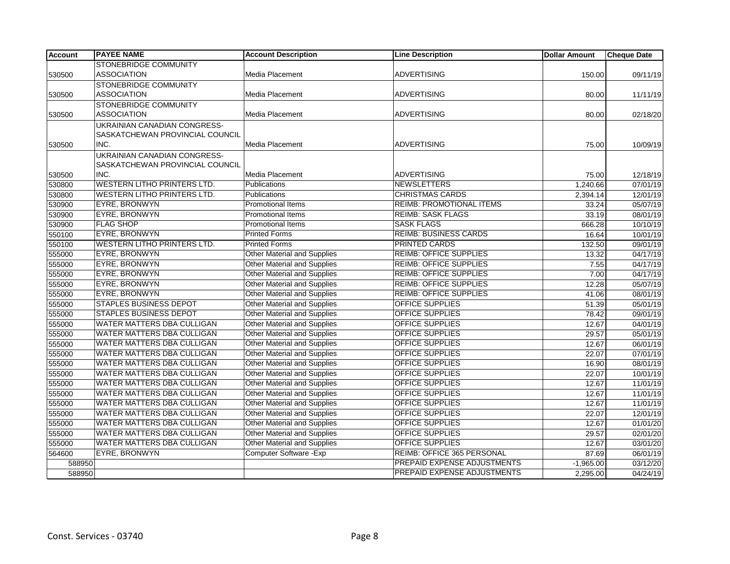| Account | PAYEE NAME | Account Description | Line Description | Dollar Amount | Cheque Date |
|---|---|---|---|---|---|
| 530500 | STONEBRIDGE COMMUNITY ASSOCIATION | Media Placement | ADVERTISING | 150.00 | 09/11/19 |
| 530500 | STONEBRIDGE COMMUNITY ASSOCIATION | Media Placement | ADVERTISING | 80.00 | 11/11/19 |
| 530500 | STONEBRIDGE COMMUNITY ASSOCIATION | Media Placement | ADVERTISING | 80.00 | 02/18/20 |
| 530500 | UKRAINIAN CANADIAN CONGRESS-SASKATCHEWAN PROVINCIAL COUNCIL INC. | Media Placement | ADVERTISING | 75.00 | 10/09/19 |
| 530500 | UKRAINIAN CANADIAN CONGRESS-SASKATCHEWAN PROVINCIAL COUNCIL INC. | Media Placement | ADVERTISING | 75.00 | 12/18/19 |
| 530800 | WESTERN LITHO PRINTERS LTD. | Publications | NEWSLETTERS | 1,240.66 | 07/01/19 |
| 530800 | WESTERN LITHO PRINTERS LTD. | Publications | CHRISTMAS CARDS | 2,394.14 | 12/01/19 |
| 530900 | EYRE, BRONWYN | Promotional Items | REIMB: PROMOTIONAL ITEMS | 33.24 | 05/07/19 |
| 530900 | EYRE, BRONWYN | Promotional Items | REIMB: SASK FLAGS | 33.19 | 08/01/19 |
| 530900 | FLAG SHOP | Promotional Items | SASK FLAGS | 666.28 | 10/10/19 |
| 550100 | EYRE, BRONWYN | Printed Forms | REIMB: BUSINESS CARDS | 16.64 | 10/01/19 |
| 550100 | WESTERN LITHO PRINTERS LTD. | Printed Forms | PRINTED CARDS | 132.50 | 09/01/19 |
| 555000 | EYRE, BRONWYN | Other Material and Supplies | REIMB: OFFICE SUPPLIES | 13.32 | 04/17/19 |
| 555000 | EYRE, BRONWYN | Other Material and Supplies | REIMB: OFFICE SUPPLIES | 7.55 | 04/17/19 |
| 555000 | EYRE, BRONWYN | Other Material and Supplies | REIMB: OFFICE SUPPLIES | 7.00 | 04/17/19 |
| 555000 | EYRE, BRONWYN | Other Material and Supplies | REIMB: OFFICE SUPPLIES | 12.28 | 05/07/19 |
| 555000 | EYRE, BRONWYN | Other Material and Supplies | REIMB: OFFICE SUPPLIES | 41.06 | 08/01/19 |
| 555000 | STAPLES BUSINESS DEPOT | Other Material and Supplies | OFFICE SUPPLIES | 51.39 | 05/01/19 |
| 555000 | STAPLES BUSINESS DEPOT | Other Material and Supplies | OFFICE SUPPLIES | 78.42 | 09/01/19 |
| 555000 | WATER MATTERS DBA CULLIGAN | Other Material and Supplies | OFFICE SUPPLIES | 12.67 | 04/01/19 |
| 555000 | WATER MATTERS DBA CULLIGAN | Other Material and Supplies | OFFICE SUPPLIES | 29.57 | 05/01/19 |
| 555000 | WATER MATTERS DBA CULLIGAN | Other Material and Supplies | OFFICE SUPPLIES | 12.67 | 06/01/19 |
| 555000 | WATER MATTERS DBA CULLIGAN | Other Material and Supplies | OFFICE SUPPLIES | 22.07 | 07/01/19 |
| 555000 | WATER MATTERS DBA CULLIGAN | Other Material and Supplies | OFFICE SUPPLIES | 16.90 | 08/01/19 |
| 555000 | WATER MATTERS DBA CULLIGAN | Other Material and Supplies | OFFICE SUPPLIES | 22.07 | 10/01/19 |
| 555000 | WATER MATTERS DBA CULLIGAN | Other Material and Supplies | OFFICE SUPPLIES | 12.67 | 11/01/19 |
| 555000 | WATER MATTERS DBA CULLIGAN | Other Material and Supplies | OFFICE SUPPLIES | 12.67 | 11/01/19 |
| 555000 | WATER MATTERS DBA CULLIGAN | Other Material and Supplies | OFFICE SUPPLIES | 12.67 | 11/01/19 |
| 555000 | WATER MATTERS DBA CULLIGAN | Other Material and Supplies | OFFICE SUPPLIES | 22.07 | 12/01/19 |
| 555000 | WATER MATTERS DBA CULLIGAN | Other Material and Supplies | OFFICE SUPPLIES | 12.67 | 01/01/20 |
| 555000 | WATER MATTERS DBA CULLIGAN | Other Material and Supplies | OFFICE SUPPLIES | 29.57 | 02/01/20 |
| 555000 | WATER MATTERS DBA CULLIGAN | Other Material and Supplies | OFFICE SUPPLIES | 12.67 | 03/01/20 |
| 564600 | EYRE, BRONWYN | Computer Software -Exp | REIMB: OFFICE 365 PERSONAL | 87.69 | 06/01/19 |
| 588950 | | | PREPAID EXPENSE ADJUSTMENTS | -1,965.00 | 03/12/20 |
| 588950 | | | PREPAID EXPENSE ADJUSTMENTS | 2,295.00 | 04/24/19 |

Const. Services - 03740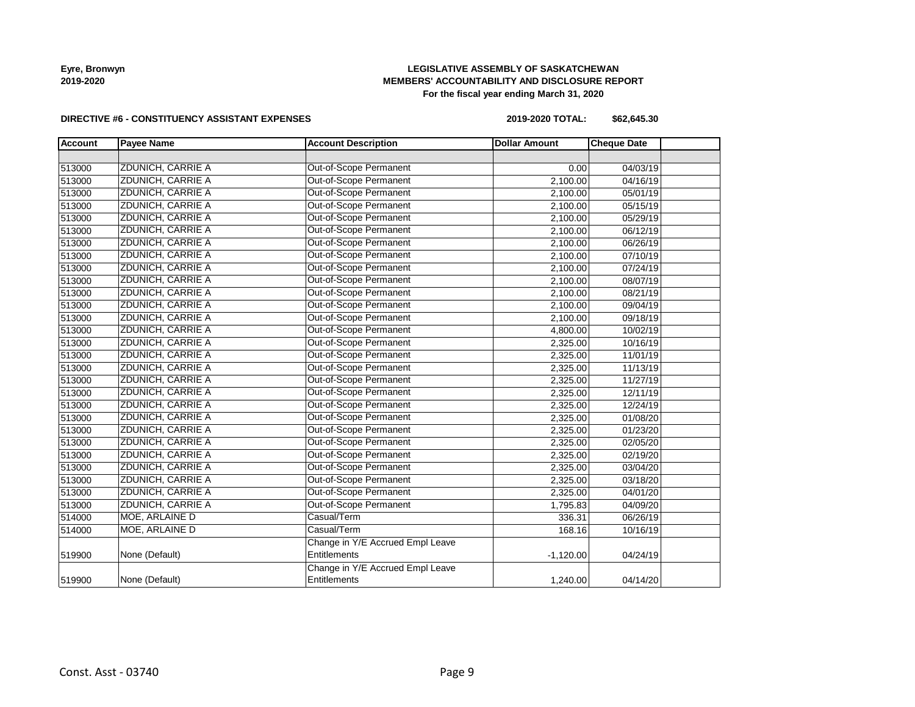**Eyre, Bronwyn**
**2019-2020**

**LEGISLATIVE ASSEMBLY OF SASKATCHEWAN**
**MEMBERS' ACCOUNTABILITY AND DISCLOSURE REPORT**
**For the fiscal year ending March 31, 2020**

**DIRECTIVE #6 - CONSTITUENCY ASSISTANT EXPENSES**

**2019-2020 TOTAL: $62,645.30**

| Account | Payee Name | Account Description | Dollar Amount | Cheque Date | |
|---|---|---|---|---|---|
| | | | | | |
| 513000 | ZDUNICH, CARRIE A | Out-of-Scope Permanent | 0.00 | 04/03/19 | |
| 513000 | ZDUNICH, CARRIE A | Out-of-Scope Permanent | 2,100.00 | 04/16/19 | |
| 513000 | ZDUNICH, CARRIE A | Out-of-Scope Permanent | 2,100.00 | 05/01/19 | |
| 513000 | ZDUNICH, CARRIE A | Out-of-Scope Permanent | 2,100.00 | 05/15/19 | |
| 513000 | ZDUNICH, CARRIE A | Out-of-Scope Permanent | 2,100.00 | 05/29/19 | |
| 513000 | ZDUNICH, CARRIE A | Out-of-Scope Permanent | 2,100.00 | 06/12/19 | |
| 513000 | ZDUNICH, CARRIE A | Out-of-Scope Permanent | 2,100.00 | 06/26/19 | |
| 513000 | ZDUNICH, CARRIE A | Out-of-Scope Permanent | 2,100.00 | 07/10/19 | |
| 513000 | ZDUNICH, CARRIE A | Out-of-Scope Permanent | 2,100.00 | 07/24/19 | |
| 513000 | ZDUNICH, CARRIE A | Out-of-Scope Permanent | 2,100.00 | 08/07/19 | |
| 513000 | ZDUNICH, CARRIE A | Out-of-Scope Permanent | 2,100.00 | 08/21/19 | |
| 513000 | ZDUNICH, CARRIE A | Out-of-Scope Permanent | 2,100.00 | 09/04/19 | |
| 513000 | ZDUNICH, CARRIE A | Out-of-Scope Permanent | 2,100.00 | 09/18/19 | |
| 513000 | ZDUNICH, CARRIE A | Out-of-Scope Permanent | 4,800.00 | 10/02/19 | |
| 513000 | ZDUNICH, CARRIE A | Out-of-Scope Permanent | 2,325.00 | 10/16/19 | |
| 513000 | ZDUNICH, CARRIE A | Out-of-Scope Permanent | 2,325.00 | 11/01/19 | |
| 513000 | ZDUNICH, CARRIE A | Out-of-Scope Permanent | 2,325.00 | 11/13/19 | |
| 513000 | ZDUNICH, CARRIE A | Out-of-Scope Permanent | 2,325.00 | 11/27/19 | |
| 513000 | ZDUNICH, CARRIE A | Out-of-Scope Permanent | 2,325.00 | 12/11/19 | |
| 513000 | ZDUNICH, CARRIE A | Out-of-Scope Permanent | 2,325.00 | 12/24/19 | |
| 513000 | ZDUNICH, CARRIE A | Out-of-Scope Permanent | 2,325.00 | 01/08/20 | |
| 513000 | ZDUNICH, CARRIE A | Out-of-Scope Permanent | 2,325.00 | 01/23/20 | |
| 513000 | ZDUNICH, CARRIE A | Out-of-Scope Permanent | 2,325.00 | 02/05/20 | |
| 513000 | ZDUNICH, CARRIE A | Out-of-Scope Permanent | 2,325.00 | 02/19/20 | |
| 513000 | ZDUNICH, CARRIE A | Out-of-Scope Permanent | 2,325.00 | 03/04/20 | |
| 513000 | ZDUNICH, CARRIE A | Out-of-Scope Permanent | 2,325.00 | 03/18/20 | |
| 513000 | ZDUNICH, CARRIE A | Out-of-Scope Permanent | 2,325.00 | 04/01/20 | |
| 513000 | ZDUNICH, CARRIE A | Out-of-Scope Permanent | 1,795.83 | 04/09/20 | |
| 514000 | MOE, ARLAINE D | Casual/Term | 336.31 | 06/26/19 | |
| 514000 | MOE, ARLAINE D | Casual/Term | 168.16 | 10/16/19 | |
| 519900 | None (Default) | Change in Y/E Accrued Empl Leave Entitlements | -1,120.00 | 04/24/19 | |
| 519900 | None (Default) | Change in Y/E Accrued Empl Leave Entitlements | 1,240.00 | 04/14/20 | |

Const. Asst - 03740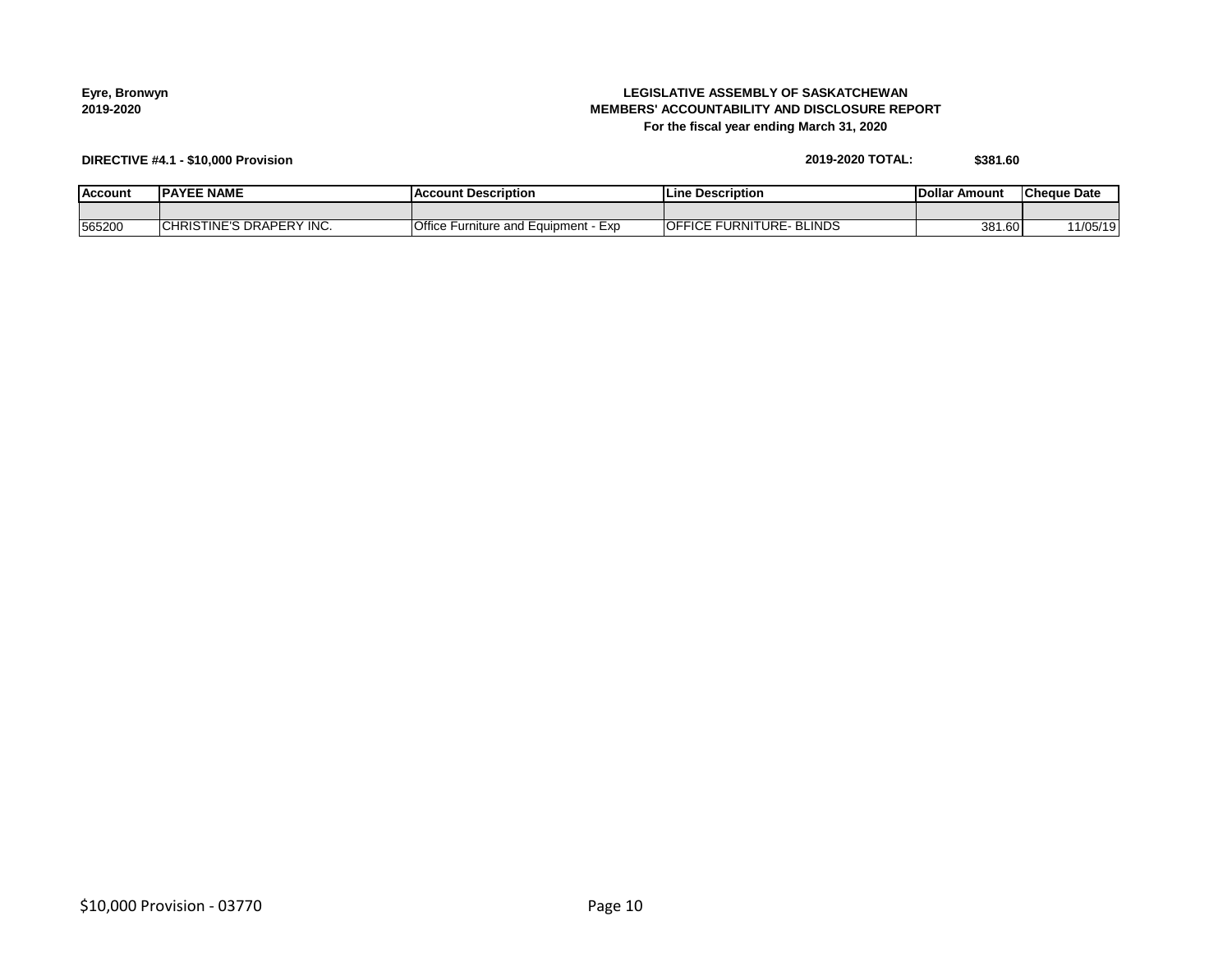**Eyre, Bronwyn**
**2019-2020**

**LEGISLATIVE ASSEMBLY OF SASKATCHEWAN**
**MEMBERS' ACCOUNTABILITY AND DISCLOSURE REPORT**
**For the fiscal year ending March 31, 2020**

**DIRECTIVE #4.1 - $10,000 Provision** **2019-2020 TOTAL: $381.60**

| Account | PAYEE NAME | Account Description | Line Description | Dollar Amount | Cheque Date |
|---|---|---|---|---|---|
| | | | | | |
| 565200 | CHRISTINE'S DRAPERY INC. | Office Furniture and Equipment - Exp | OFFICE FURNITURE- BLINDS | 381.60 | 11/05/19 |

$10,000 Provision - 03770